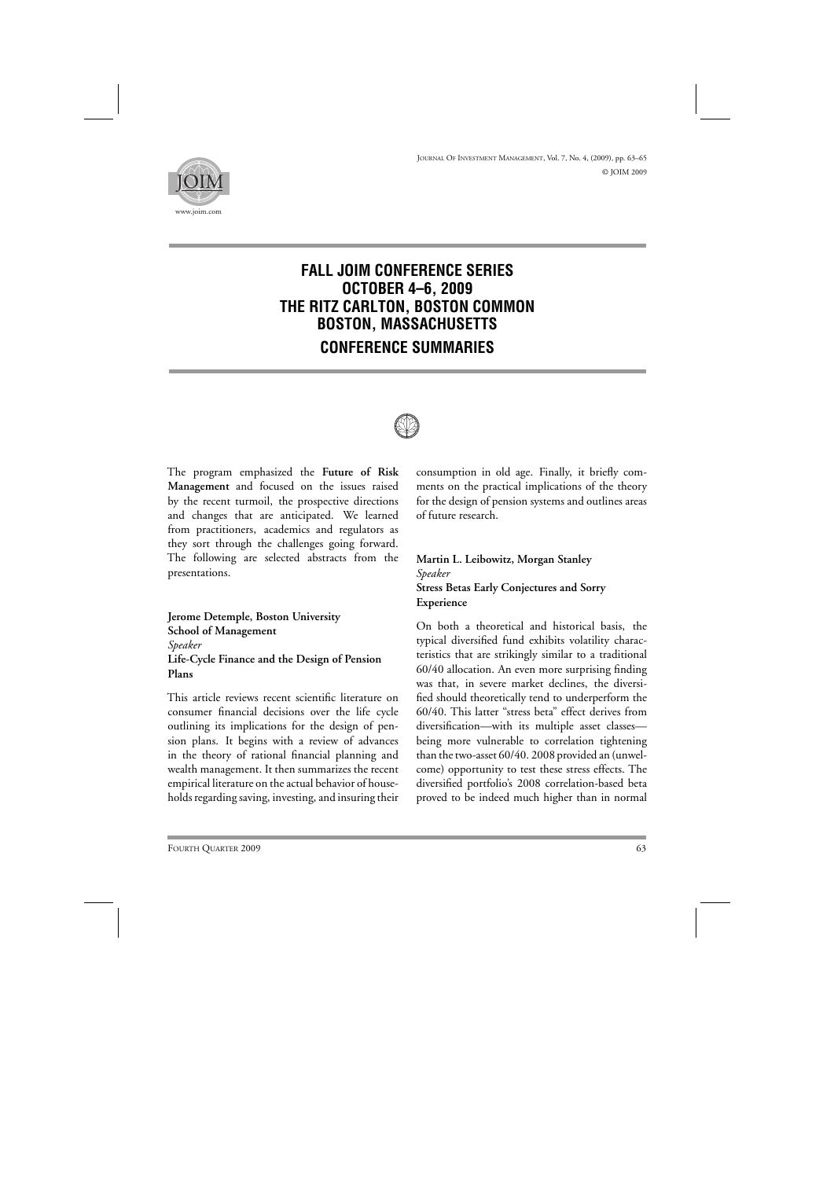# FALL JOIM CONFERENCE SERIES
# OCTOBER 4–6, 2009
# THE RITZ CARLTON, BOSTON COMMON
# BOSTON, MASSACHUSETTS

## CONFERENCE SUMMARIES

The program emphasized the **Future of Risk Management** and focused on the issues raised by the recent turmoil, the prospective directions and changes that are anticipated. We learned from practitioners, academics and regulators as they sort through the challenges going forward. The following are selected abstracts from the presentations.

**Jerome Detemple, Boston University School of Management**
*Speaker*
**Life-Cycle Finance and the Design of Pension Plans**

This article reviews recent scientific literature on consumer financial decisions over the life cycle outlining its implications for the design of pension plans. It begins with a review of advances in the theory of rational financial planning and wealth management. It then summarizes the recent empirical literature on the actual behavior of households regarding saving, investing, and insuring their consumption in old age. Finally, it briefly comments on the practical implications of the theory for the design of pension systems and outlines areas of future research.

**Martin L. Leibowitz, Morgan Stanley**
*Speaker*
**Stress Betas Early Conjectures and Sorry Experience**

On both a theoretical and historical basis, the typical diversified fund exhibits volatility characteristics that are strikingly similar to a traditional 60/40 allocation. An even more surprising finding was that, in severe market declines, the diversified should theoretically tend to underperform the 60/40. This latter "stress beta" effect derives from diversification—with its multiple asset classes—being more vulnerable to correlation tightening than the two-asset 60/40. 2008 provided an (unwelcome) opportunity to test these stress effects. The diversified portfolio's 2008 correlation-based beta proved to be indeed much higher than in normal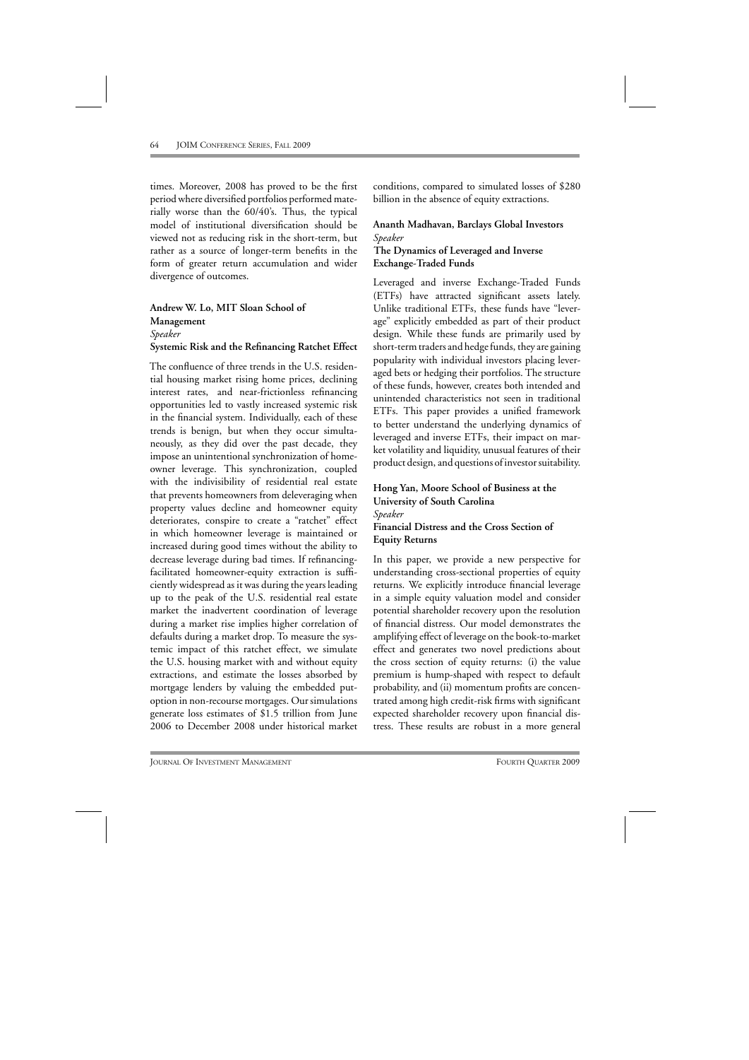times. Moreover, 2008 has proved to be the first period where diversified portfolios performed materially worse than the 60/40's. Thus, the typical model of institutional diversification should be viewed not as reducing risk in the short-term, but rather as a source of longer-term benefits in the form of greater return accumulation and wider divergence of outcomes.

**Andrew W. Lo, MIT Sloan School of Management**
*Speaker*
**Systemic Risk and the Refinancing Ratchet Effect**

The confluence of three trends in the U.S. residential housing market rising home prices, declining interest rates, and near-frictionless refinancing opportunities led to vastly increased systemic risk in the financial system. Individually, each of these trends is benign, but when they occur simultaneously, as they did over the past decade, they impose an unintentional synchronization of homeowner leverage. This synchronization, coupled with the indivisibility of residential real estate that prevents homeowners from deleveraging when property values decline and homeowner equity deteriorates, conspire to create a "ratchet" effect in which homeowner leverage is maintained or increased during good times without the ability to decrease leverage during bad times. If refinancing-facilitated homeowner-equity extraction is sufficiently widespread as it was during the years leading up to the peak of the U.S. residential real estate market the inadvertent coordination of leverage during a market rise implies higher correlation of defaults during a market drop. To measure the systemic impact of this ratchet effect, we simulate the U.S. housing market with and without equity extractions, and estimate the losses absorbed by mortgage lenders by valuing the embedded put-option in non-recourse mortgages. Our simulations generate loss estimates of $1.5 trillion from June 2006 to December 2008 under historical market conditions, compared to simulated losses of $280 billion in the absence of equity extractions.

**Ananth Madhavan, Barclays Global Investors**
*Speaker*
**The Dynamics of Leveraged and Inverse Exchange-Traded Funds**

Leveraged and inverse Exchange-Traded Funds (ETFs) have attracted significant assets lately. Unlike traditional ETFs, these funds have "leverage" explicitly embedded as part of their product design. While these funds are primarily used by short-term traders and hedge funds, they are gaining popularity with individual investors placing leveraged bets or hedging their portfolios. The structure of these funds, however, creates both intended and unintended characteristics not seen in traditional ETFs. This paper provides a unified framework to better understand the underlying dynamics of leveraged and inverse ETFs, their impact on market volatility and liquidity, unusual features of their product design, and questions of investor suitability.

**Hong Yan, Moore School of Business at the University of South Carolina**
*Speaker*
**Financial Distress and the Cross Section of Equity Returns**

In this paper, we provide a new perspective for understanding cross-sectional properties of equity returns. We explicitly introduce financial leverage in a simple equity valuation model and consider potential shareholder recovery upon the resolution of financial distress. Our model demonstrates the amplifying effect of leverage on the book-to-market effect and generates two novel predictions about the cross section of equity returns: (i) the value premium is hump-shaped with respect to default probability, and (ii) momentum profits are concentrated among high credit-risk firms with significant expected shareholder recovery upon financial distress. These results are robust in a more general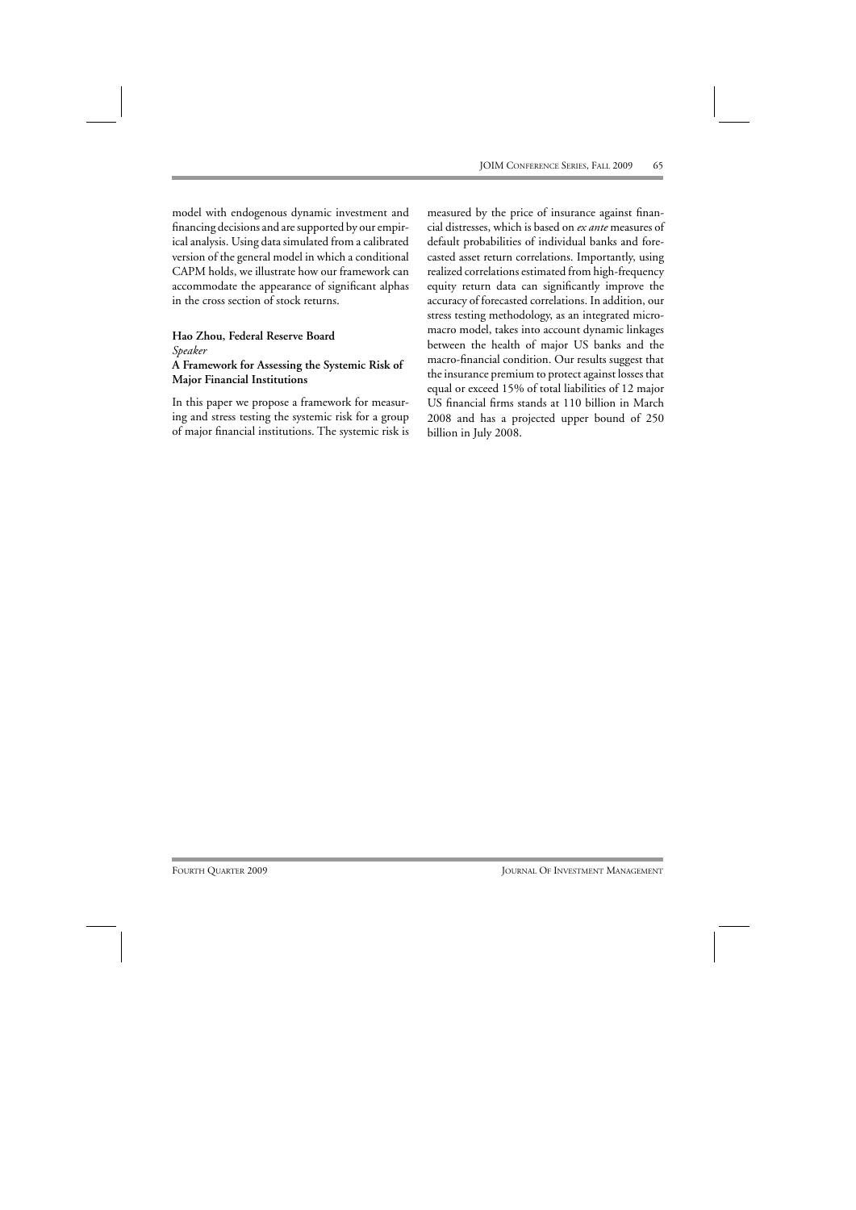model with endogenous dynamic investment and financing decisions and are supported by our empirical analysis. Using data simulated from a calibrated version of the general model in which a conditional CAPM holds, we illustrate how our framework can accommodate the appearance of significant alphas in the cross section of stock returns.

**Hao Zhou, Federal Reserve Board**
*Speaker*
**A Framework for Assessing the Systemic Risk of Major Financial Institutions**

In this paper we propose a framework for measuring and stress testing the systemic risk for a group of major financial institutions. The systemic risk is measured by the price of insurance against financial distresses, which is based on *ex ante* measures of default probabilities of individual banks and forecasted asset return correlations. Importantly, using realized correlations estimated from high-frequency equity return data can significantly improve the accuracy of forecasted correlations. In addition, our stress testing methodology, as an integrated micro-macro model, takes into account dynamic linkages between the health of major US banks and the macro-financial condition. Our results suggest that the insurance premium to protect against losses that equal or exceed 15% of total liabilities of 12 major US financial firms stands at 110 billion in March 2008 and has a projected upper bound of 250 billion in July 2008.